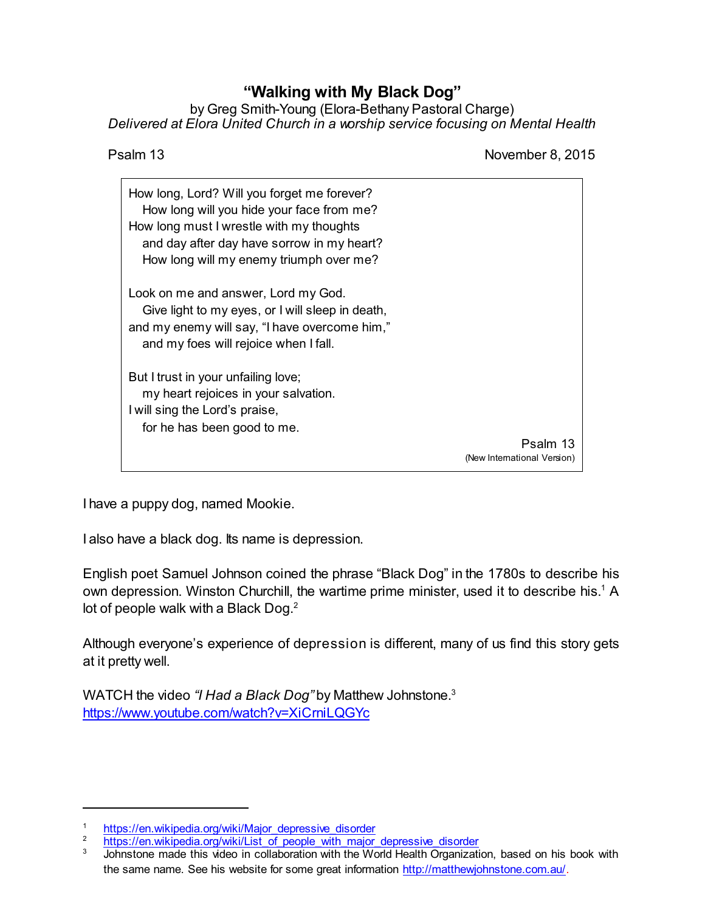# "Walking with My Black Dog"

by Greg Smith-Young (Elora-Bethany Pastoral Charge)
*Delivered at Elora United Church in a worship service focusing on Mental Health*

Psalm 13 — November 8, 2015

> How long, Lord? Will you forget me forever?
>   How long will you hide your face from me?
> How long must I wrestle with my thoughts
>   and day after day have sorrow in my heart?
>   How long will my enemy triumph over me?
>
> Look on me and answer, Lord my God.
>   Give light to my eyes, or I will sleep in death,
> and my enemy will say, "I have overcome him,"
>   and my foes will rejoice when I fall.
>
> But I trust in your unfailing love;
>   my heart rejoices in your salvation.
> I will sing the Lord's praise,
>   for he has been good to me.
>
> Psalm 13
> (New International Version)

I have a puppy dog, named Mookie.

I also have a black dog. Its name is depression.

English poet Samuel Johnson coined the phrase "Black Dog" in the 1780s to describe his own depression. Winston Churchill, the wartime prime minister, used it to describe his.[1] A lot of people walk with a Black Dog.[2]

Although everyone's experience of depression is different, many of us find this story gets at it pretty well.

WATCH the video *"I Had a Black Dog"* by Matthew Johnstone.[3]
https://www.youtube.com/watch?v=XiCrniLQGYc

---

[1] https://en.wikipedia.org/wiki/Major_depressive_disorder
[2] https://en.wikipedia.org/wiki/List_of_people_with_major_depressive_disorder
[3] Johnstone made this video in collaboration with the World Health Organization, based on his book with the same name. See his website for some great information http://matthewjohnstone.com.au/.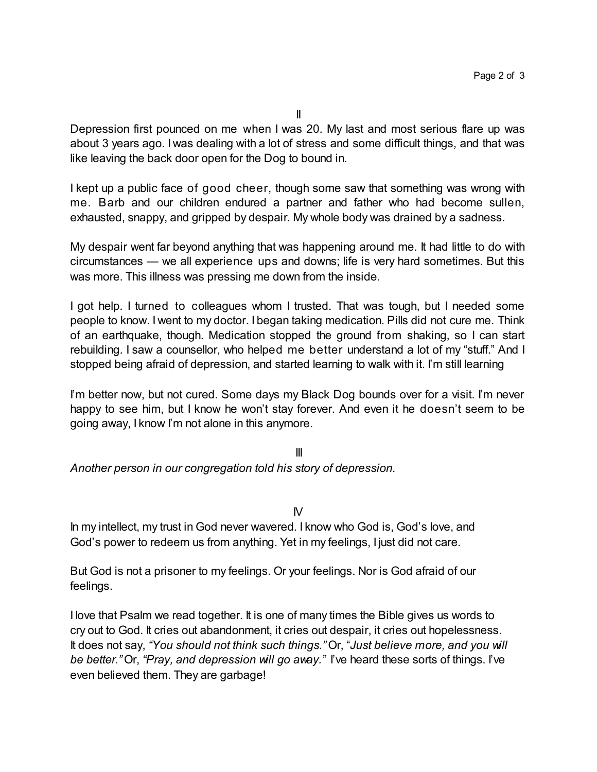II

Depression first pounced on me when I was 20. My last and most serious flare up was about 3 years ago. I was dealing with a lot of stress and some difficult things, and that was like leaving the back door open for the Dog to bound in.

I kept up a public face of good cheer, though some saw that something was wrong with me. Barb and our children endured a partner and father who had become sullen, exhausted, snappy, and gripped by despair. My whole body was drained by a sadness.

My despair went far beyond anything that was happening around me. It had little to do with circumstances — we all experience ups and downs; life is very hard sometimes. But this was more. This illness was pressing me down from the inside.

I got help. I turned to colleagues whom I trusted. That was tough, but I needed some people to know. I went to my doctor. I began taking medication. Pills did not cure me. Think of an earthquake, though. Medication stopped the ground from shaking, so I can start rebuilding. I saw a counsellor, who helped me better understand a lot of my "stuff." And I stopped being afraid of depression, and started learning to walk with it. I'm still learning

I'm better now, but not cured. Some days my Black Dog bounds over for a visit. I'm never happy to see him, but I know he won't stay forever. And even it he doesn't seem to be going away, I know I'm not alone in this anymore.

III

*Another person in our congregation told his story of depression.*

IV

In my intellect, my trust in God never wavered. I know who God is, God's love, and God's power to redeem us from anything. Yet in my feelings, I just did not care.

But God is not a prisoner to my feelings. Or your feelings. Nor is God afraid of our feelings.

I love that Psalm we read together. It is one of many times the Bible gives us words to cry out to God. It cries out abandonment, it cries out despair, it cries out hopelessness. It does not say, *"You should not think such things."* Or, "*Just believe more, and you will be better."* Or, *"Pray, and depression will go away."* I've heard these sorts of things. I've even believed them. They are garbage!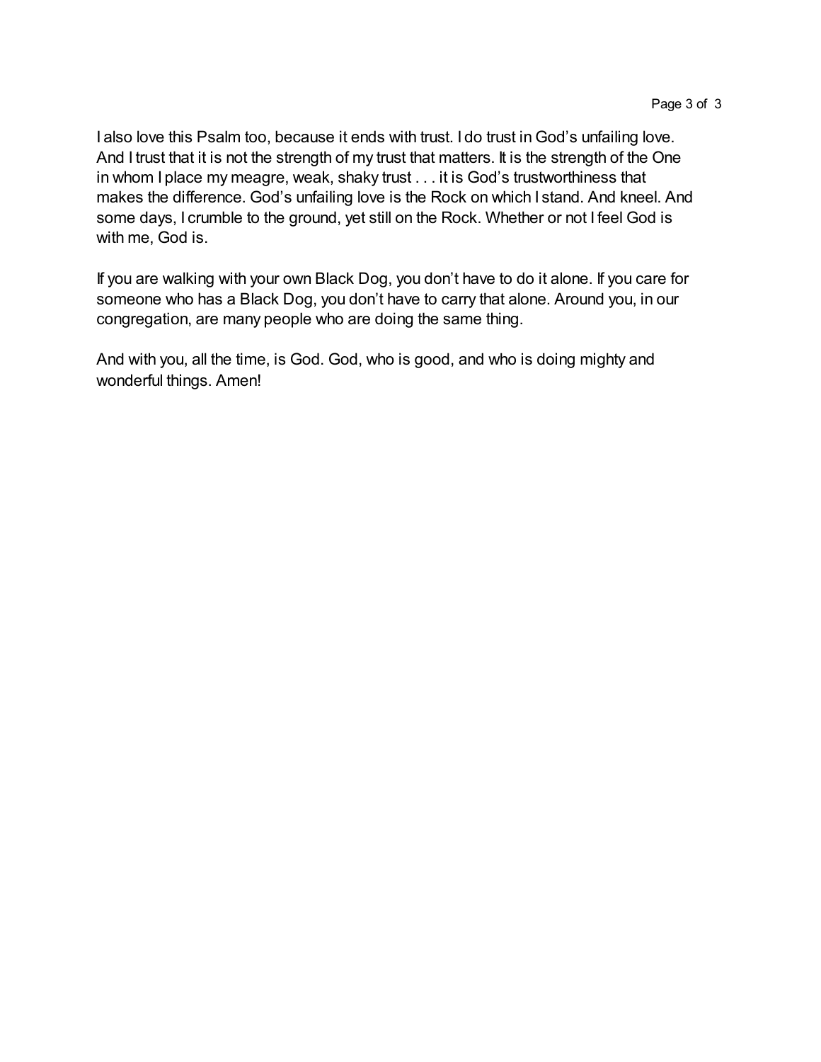I also love this Psalm too, because it ends with trust. I do trust in God's unfailing love. And I trust that it is not the strength of my trust that matters. It is the strength of the One in whom I place my meagre, weak, shaky trust . . . it is God's trustworthiness that makes the difference. God's unfailing love is the Rock on which I stand. And kneel. And some days, I crumble to the ground, yet still on the Rock. Whether or not I feel God is with me, God is.

If you are walking with your own Black Dog, you don't have to do it alone. If you care for someone who has a Black Dog, you don't have to carry that alone. Around you, in our congregation, are many people who are doing the same thing.

And with you, all the time, is God. God, who is good, and who is doing mighty and wonderful things. Amen!